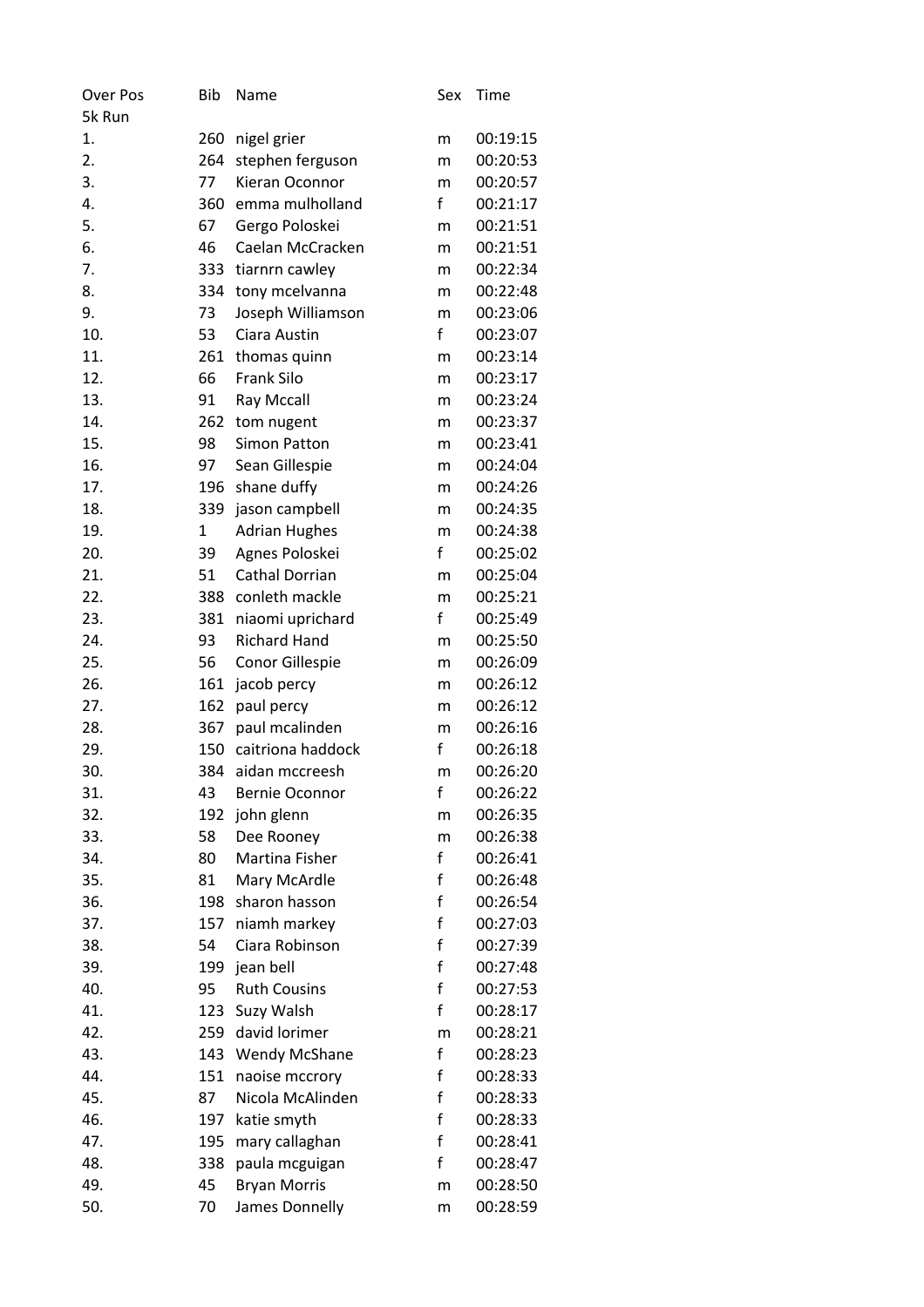| Over Pos | Bib | Name | Sex | Time |
|---|---|---|---|---|
| 5k Run | | | | |
| 1. | 260 | nigel grier | m | 00:19:15 |
| 2. | 264 | stephen ferguson | m | 00:20:53 |
| 3. | 77 | Kieran Oconnor | m | 00:20:57 |
| 4. | 360 | emma mulholland | f | 00:21:17 |
| 5. | 67 | Gergo Poloskei | m | 00:21:51 |
| 6. | 46 | Caelan McCracken | m | 00:21:51 |
| 7. | 333 | tiarnrn cawley | m | 00:22:34 |
| 8. | 334 | tony mcelvanna | m | 00:22:48 |
| 9. | 73 | Joseph Williamson | m | 00:23:06 |
| 10. | 53 | Ciara Austin | f | 00:23:07 |
| 11. | 261 | thomas quinn | m | 00:23:14 |
| 12. | 66 | Frank Silo | m | 00:23:17 |
| 13. | 91 | Ray Mccall | m | 00:23:24 |
| 14. | 262 | tom nugent | m | 00:23:37 |
| 15. | 98 | Simon Patton | m | 00:23:41 |
| 16. | 97 | Sean Gillespie | m | 00:24:04 |
| 17. | 196 | shane duffy | m | 00:24:26 |
| 18. | 339 | jason campbell | m | 00:24:35 |
| 19. | 1 | Adrian Hughes | m | 00:24:38 |
| 20. | 39 | Agnes Poloskei | f | 00:25:02 |
| 21. | 51 | Cathal Dorrian | m | 00:25:04 |
| 22. | 388 | conleth mackle | m | 00:25:21 |
| 23. | 381 | niaomi uprichard | f | 00:25:49 |
| 24. | 93 | Richard Hand | m | 00:25:50 |
| 25. | 56 | Conor Gillespie | m | 00:26:09 |
| 26. | 161 | jacob percy | m | 00:26:12 |
| 27. | 162 | paul percy | m | 00:26:12 |
| 28. | 367 | paul mcalinden | m | 00:26:16 |
| 29. | 150 | caitriona haddock | f | 00:26:18 |
| 30. | 384 | aidan mccreesh | m | 00:26:20 |
| 31. | 43 | Bernie Oconnor | f | 00:26:22 |
| 32. | 192 | john glenn | m | 00:26:35 |
| 33. | 58 | Dee Rooney | m | 00:26:38 |
| 34. | 80 | Martina Fisher | f | 00:26:41 |
| 35. | 81 | Mary McArdle | f | 00:26:48 |
| 36. | 198 | sharon hasson | f | 00:26:54 |
| 37. | 157 | niamh markey | f | 00:27:03 |
| 38. | 54 | Ciara Robinson | f | 00:27:39 |
| 39. | 199 | jean bell | f | 00:27:48 |
| 40. | 95 | Ruth Cousins | f | 00:27:53 |
| 41. | 123 | Suzy Walsh | f | 00:28:17 |
| 42. | 259 | david lorimer | m | 00:28:21 |
| 43. | 143 | Wendy McShane | f | 00:28:23 |
| 44. | 151 | naoise mccrory | f | 00:28:33 |
| 45. | 87 | Nicola McAlinden | f | 00:28:33 |
| 46. | 197 | katie smyth | f | 00:28:33 |
| 47. | 195 | mary callaghan | f | 00:28:41 |
| 48. | 338 | paula mcguigan | f | 00:28:47 |
| 49. | 45 | Bryan Morris | m | 00:28:50 |
| 50. | 70 | James Donnelly | m | 00:28:59 |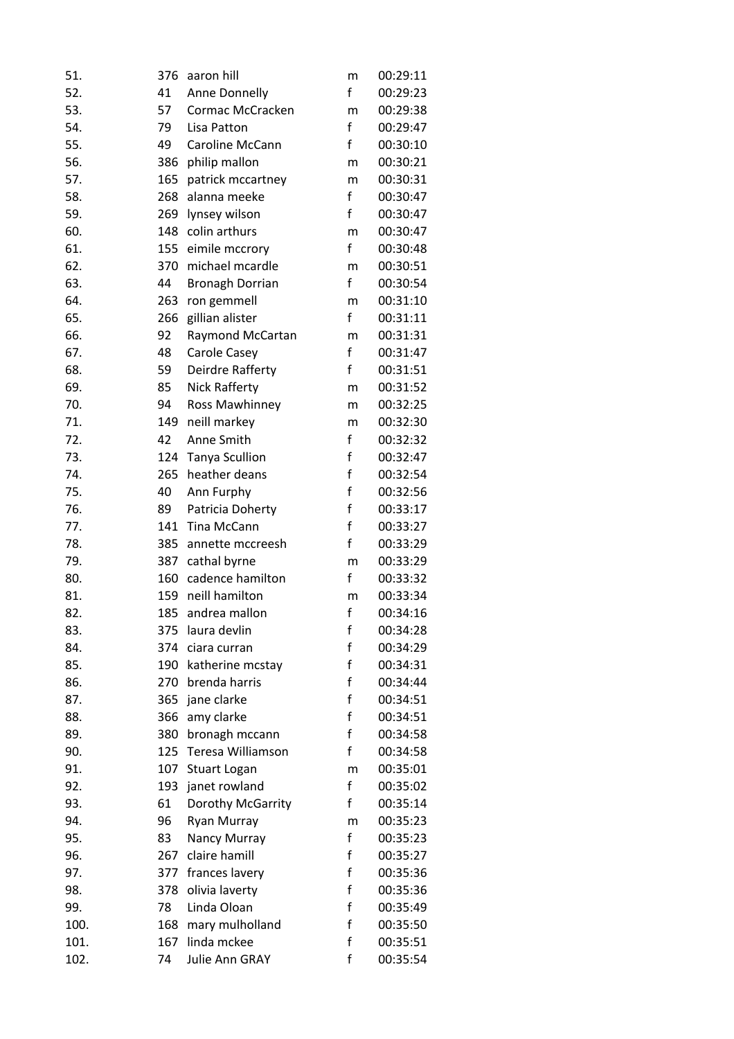| | | | | |
|---|---|---|---|---|
| 51. | 376 | aaron hill | m | 00:29:11 |
| 52. | 41 | Anne Donnelly | f | 00:29:23 |
| 53. | 57 | Cormac McCracken | m | 00:29:38 |
| 54. | 79 | Lisa Patton | f | 00:29:47 |
| 55. | 49 | Caroline McCann | f | 00:30:10 |
| 56. | 386 | philip mallon | m | 00:30:21 |
| 57. | 165 | patrick mccartney | m | 00:30:31 |
| 58. | 268 | alanna meeke | f | 00:30:47 |
| 59. | 269 | lynsey wilson | f | 00:30:47 |
| 60. | 148 | colin arthurs | m | 00:30:47 |
| 61. | 155 | eimile mccrory | f | 00:30:48 |
| 62. | 370 | michael mcardle | m | 00:30:51 |
| 63. | 44 | Bronagh Dorrian | f | 00:30:54 |
| 64. | 263 | ron gemmell | m | 00:31:10 |
| 65. | 266 | gillian alister | f | 00:31:11 |
| 66. | 92 | Raymond McCartan | m | 00:31:31 |
| 67. | 48 | Carole Casey | f | 00:31:47 |
| 68. | 59 | Deirdre Rafferty | f | 00:31:51 |
| 69. | 85 | Nick Rafferty | m | 00:31:52 |
| 70. | 94 | Ross Mawhinney | m | 00:32:25 |
| 71. | 149 | neill markey | m | 00:32:30 |
| 72. | 42 | Anne Smith | f | 00:32:32 |
| 73. | 124 | Tanya Scullion | f | 00:32:47 |
| 74. | 265 | heather deans | f | 00:32:54 |
| 75. | 40 | Ann Furphy | f | 00:32:56 |
| 76. | 89 | Patricia Doherty | f | 00:33:17 |
| 77. | 141 | Tina McCann | f | 00:33:27 |
| 78. | 385 | annette mccreesh | f | 00:33:29 |
| 79. | 387 | cathal byrne | m | 00:33:29 |
| 80. | 160 | cadence hamilton | f | 00:33:32 |
| 81. | 159 | neill hamilton | m | 00:33:34 |
| 82. | 185 | andrea mallon | f | 00:34:16 |
| 83. | 375 | laura devlin | f | 00:34:28 |
| 84. | 374 | ciara curran | f | 00:34:29 |
| 85. | 190 | katherine mcstay | f | 00:34:31 |
| 86. | 270 | brenda harris | f | 00:34:44 |
| 87. | 365 | jane clarke | f | 00:34:51 |
| 88. | 366 | amy clarke | f | 00:34:51 |
| 89. | 380 | bronagh mccann | f | 00:34:58 |
| 90. | 125 | Teresa Williamson | f | 00:34:58 |
| 91. | 107 | Stuart Logan | m | 00:35:01 |
| 92. | 193 | janet rowland | f | 00:35:02 |
| 93. | 61 | Dorothy McGarrity | f | 00:35:14 |
| 94. | 96 | Ryan Murray | m | 00:35:23 |
| 95. | 83 | Nancy Murray | f | 00:35:23 |
| 96. | 267 | claire hamill | f | 00:35:27 |
| 97. | 377 | frances lavery | f | 00:35:36 |
| 98. | 378 | olivia laverty | f | 00:35:36 |
| 99. | 78 | Linda Oloan | f | 00:35:49 |
| 100. | 168 | mary mulholland | f | 00:35:50 |
| 101. | 167 | linda mckee | f | 00:35:51 |
| 102. | 74 | Julie Ann GRAY | f | 00:35:54 |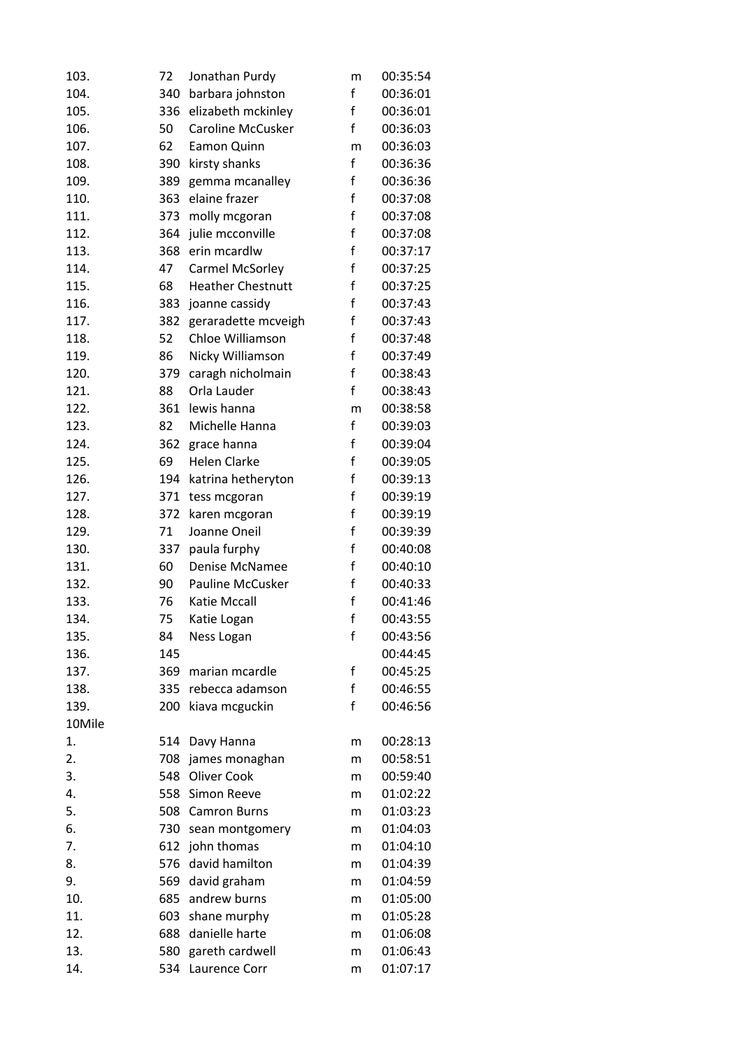| | | | | |
|---|---|---|---|---|
| 103. | 72 | Jonathan Purdy | m | 00:35:54 |
| 104. | 340 | barbara johnston | f | 00:36:01 |
| 105. | 336 | elizabeth mckinley | f | 00:36:01 |
| 106. | 50 | Caroline McCusker | f | 00:36:03 |
| 107. | 62 | Eamon Quinn | m | 00:36:03 |
| 108. | 390 | kirsty shanks | f | 00:36:36 |
| 109. | 389 | gemma mcanalley | f | 00:36:36 |
| 110. | 363 | elaine frazer | f | 00:37:08 |
| 111. | 373 | molly mcgoran | f | 00:37:08 |
| 112. | 364 | julie mcconville | f | 00:37:08 |
| 113. | 368 | erin mcardlw | f | 00:37:17 |
| 114. | 47 | Carmel McSorley | f | 00:37:25 |
| 115. | 68 | Heather Chestnutt | f | 00:37:25 |
| 116. | 383 | joanne cassidy | f | 00:37:43 |
| 117. | 382 | geraradette mcveigh | f | 00:37:43 |
| 118. | 52 | Chloe Williamson | f | 00:37:48 |
| 119. | 86 | Nicky Williamson | f | 00:37:49 |
| 120. | 379 | caragh nicholmain | f | 00:38:43 |
| 121. | 88 | Orla Lauder | f | 00:38:43 |
| 122. | 361 | lewis hanna | m | 00:38:58 |
| 123. | 82 | Michelle Hanna | f | 00:39:03 |
| 124. | 362 | grace hanna | f | 00:39:04 |
| 125. | 69 | Helen Clarke | f | 00:39:05 |
| 126. | 194 | katrina hetheryton | f | 00:39:13 |
| 127. | 371 | tess mcgoran | f | 00:39:19 |
| 128. | 372 | karen mcgoran | f | 00:39:19 |
| 129. | 71 | Joanne Oneil | f | 00:39:39 |
| 130. | 337 | paula furphy | f | 00:40:08 |
| 131. | 60 | Denise McNamee | f | 00:40:10 |
| 132. | 90 | Pauline McCusker | f | 00:40:33 |
| 133. | 76 | Katie Mccall | f | 00:41:46 |
| 134. | 75 | Katie Logan | f | 00:43:55 |
| 135. | 84 | Ness Logan | f | 00:43:56 |
| 136. | 145 | | | 00:44:45 |
| 137. | 369 | marian mcardle | f | 00:45:25 |
| 138. | 335 | rebecca adamson | f | 00:46:55 |
| 139. | 200 | kiava mcguckin | f | 00:46:56 |
| 10Mile | | | | |
| 1. | 514 | Davy Hanna | m | 00:28:13 |
| 2. | 708 | james monaghan | m | 00:58:51 |
| 3. | 548 | Oliver Cook | m | 00:59:40 |
| 4. | 558 | Simon Reeve | m | 01:02:22 |
| 5. | 508 | Camron Burns | m | 01:03:23 |
| 6. | 730 | sean montgomery | m | 01:04:03 |
| 7. | 612 | john thomas | m | 01:04:10 |
| 8. | 576 | david hamilton | m | 01:04:39 |
| 9. | 569 | david graham | m | 01:04:59 |
| 10. | 685 | andrew burns | m | 01:05:00 |
| 11. | 603 | shane murphy | m | 01:05:28 |
| 12. | 688 | danielle harte | m | 01:06:08 |
| 13. | 580 | gareth cardwell | m | 01:06:43 |
| 14. | 534 | Laurence Corr | m | 01:07:17 |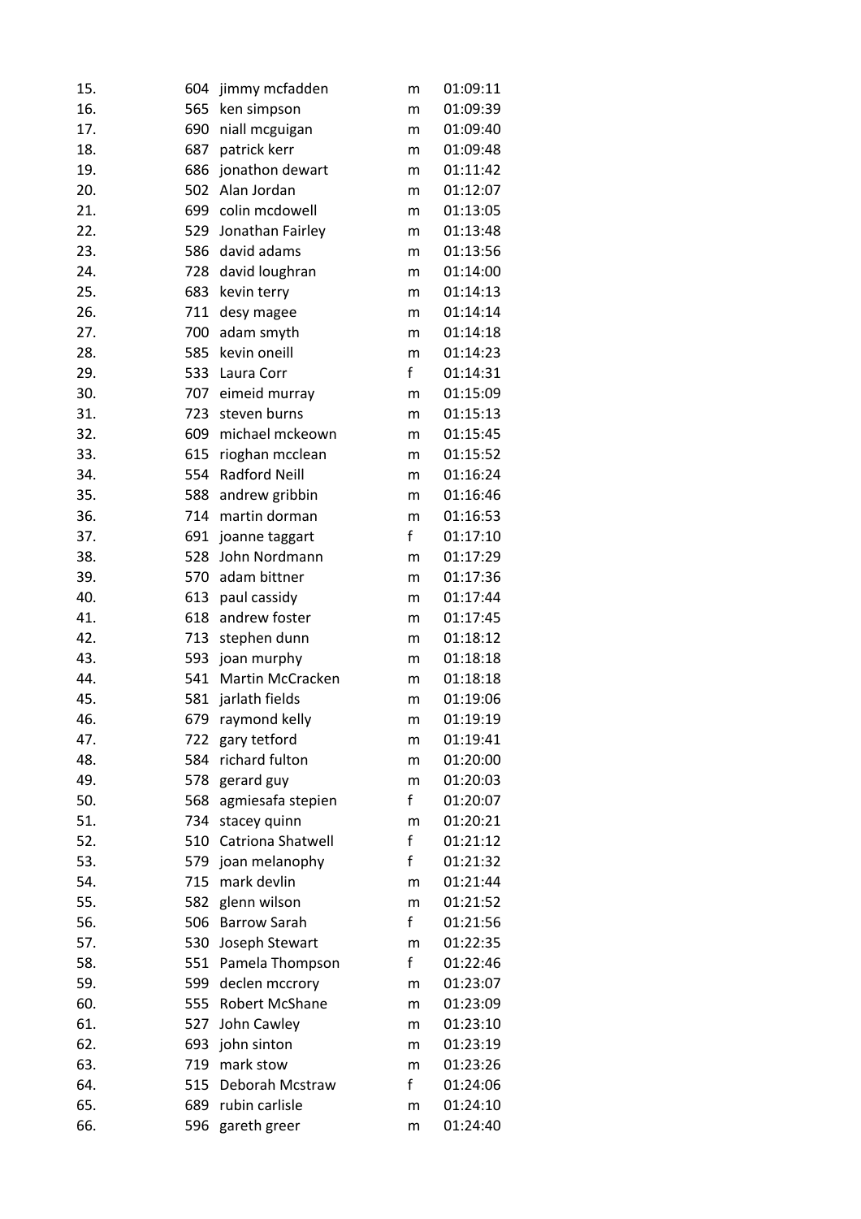| | | | | |
|---|---|---|---|---|
| 15. | 604 | jimmy mcfadden | m | 01:09:11 |
| 16. | 565 | ken simpson | m | 01:09:39 |
| 17. | 690 | niall mcguigan | m | 01:09:40 |
| 18. | 687 | patrick kerr | m | 01:09:48 |
| 19. | 686 | jonathon dewart | m | 01:11:42 |
| 20. | 502 | Alan Jordan | m | 01:12:07 |
| 21. | 699 | colin mcdowell | m | 01:13:05 |
| 22. | 529 | Jonathan Fairley | m | 01:13:48 |
| 23. | 586 | david adams | m | 01:13:56 |
| 24. | 728 | david loughran | m | 01:14:00 |
| 25. | 683 | kevin terry | m | 01:14:13 |
| 26. | 711 | desy magee | m | 01:14:14 |
| 27. | 700 | adam smyth | m | 01:14:18 |
| 28. | 585 | kevin oneill | m | 01:14:23 |
| 29. | 533 | Laura Corr | f | 01:14:31 |
| 30. | 707 | eimeid murray | m | 01:15:09 |
| 31. | 723 | steven burns | m | 01:15:13 |
| 32. | 609 | michael mckeown | m | 01:15:45 |
| 33. | 615 | rioghan mcclean | m | 01:15:52 |
| 34. | 554 | Radford Neill | m | 01:16:24 |
| 35. | 588 | andrew gribbin | m | 01:16:46 |
| 36. | 714 | martin dorman | m | 01:16:53 |
| 37. | 691 | joanne taggart | f | 01:17:10 |
| 38. | 528 | John Nordmann | m | 01:17:29 |
| 39. | 570 | adam bittner | m | 01:17:36 |
| 40. | 613 | paul cassidy | m | 01:17:44 |
| 41. | 618 | andrew foster | m | 01:17:45 |
| 42. | 713 | stephen dunn | m | 01:18:12 |
| 43. | 593 | joan murphy | m | 01:18:18 |
| 44. | 541 | Martin McCracken | m | 01:18:18 |
| 45. | 581 | jarlath fields | m | 01:19:06 |
| 46. | 679 | raymond kelly | m | 01:19:19 |
| 47. | 722 | gary tetford | m | 01:19:41 |
| 48. | 584 | richard fulton | m | 01:20:00 |
| 49. | 578 | gerard guy | m | 01:20:03 |
| 50. | 568 | agmiesafa stepien | f | 01:20:07 |
| 51. | 734 | stacey quinn | m | 01:20:21 |
| 52. | 510 | Catriona Shatwell | f | 01:21:12 |
| 53. | 579 | joan melanophy | f | 01:21:32 |
| 54. | 715 | mark devlin | m | 01:21:44 |
| 55. | 582 | glenn wilson | m | 01:21:52 |
| 56. | 506 | Barrow Sarah | f | 01:21:56 |
| 57. | 530 | Joseph Stewart | m | 01:22:35 |
| 58. | 551 | Pamela Thompson | f | 01:22:46 |
| 59. | 599 | declen mccrory | m | 01:23:07 |
| 60. | 555 | Robert McShane | m | 01:23:09 |
| 61. | 527 | John Cawley | m | 01:23:10 |
| 62. | 693 | john sinton | m | 01:23:19 |
| 63. | 719 | mark stow | m | 01:23:26 |
| 64. | 515 | Deborah Mcstraw | f | 01:24:06 |
| 65. | 689 | rubin carlisle | m | 01:24:10 |
| 66. | 596 | gareth greer | m | 01:24:40 |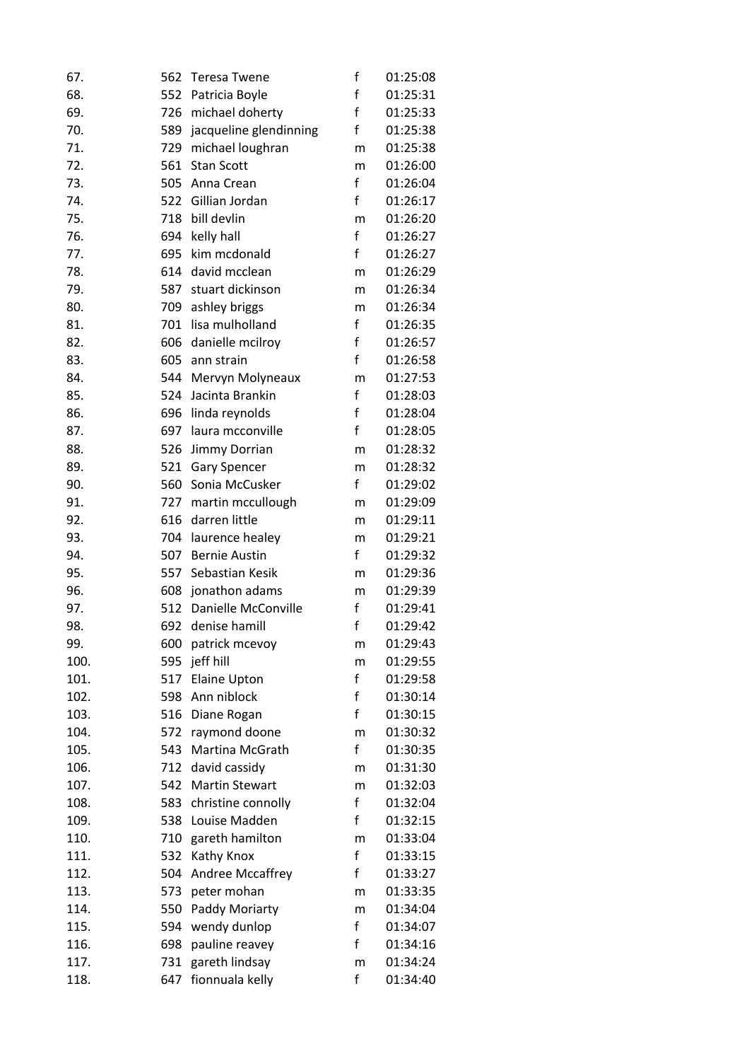| | | | | |
|---|---|---|---|---|
| 67. | 562 | Teresa Twene | f | 01:25:08 |
| 68. | 552 | Patricia Boyle | f | 01:25:31 |
| 69. | 726 | michael doherty | f | 01:25:33 |
| 70. | 589 | jacqueline glendinning | f | 01:25:38 |
| 71. | 729 | michael loughran | m | 01:25:38 |
| 72. | 561 | Stan Scott | m | 01:26:00 |
| 73. | 505 | Anna Crean | f | 01:26:04 |
| 74. | 522 | Gillian Jordan | f | 01:26:17 |
| 75. | 718 | bill devlin | m | 01:26:20 |
| 76. | 694 | kelly hall | f | 01:26:27 |
| 77. | 695 | kim mcdonald | f | 01:26:27 |
| 78. | 614 | david mcclean | m | 01:26:29 |
| 79. | 587 | stuart dickinson | m | 01:26:34 |
| 80. | 709 | ashley briggs | m | 01:26:34 |
| 81. | 701 | lisa mulholland | f | 01:26:35 |
| 82. | 606 | danielle mcilroy | f | 01:26:57 |
| 83. | 605 | ann strain | f | 01:26:58 |
| 84. | 544 | Mervyn Molyneaux | m | 01:27:53 |
| 85. | 524 | Jacinta Brankin | f | 01:28:03 |
| 86. | 696 | linda reynolds | f | 01:28:04 |
| 87. | 697 | laura mcconville | f | 01:28:05 |
| 88. | 526 | Jimmy Dorrian | m | 01:28:32 |
| 89. | 521 | Gary Spencer | m | 01:28:32 |
| 90. | 560 | Sonia McCusker | f | 01:29:02 |
| 91. | 727 | martin mccullough | m | 01:29:09 |
| 92. | 616 | darren little | m | 01:29:11 |
| 93. | 704 | laurence healey | m | 01:29:21 |
| 94. | 507 | Bernie Austin | f | 01:29:32 |
| 95. | 557 | Sebastian Kesik | m | 01:29:36 |
| 96. | 608 | jonathon adams | m | 01:29:39 |
| 97. | 512 | Danielle McConville | f | 01:29:41 |
| 98. | 692 | denise hamill | f | 01:29:42 |
| 99. | 600 | patrick mcevoy | m | 01:29:43 |
| 100. | 595 | jeff hill | m | 01:29:55 |
| 101. | 517 | Elaine Upton | f | 01:29:58 |
| 102. | 598 | Ann niblock | f | 01:30:14 |
| 103. | 516 | Diane Rogan | f | 01:30:15 |
| 104. | 572 | raymond doone | m | 01:30:32 |
| 105. | 543 | Martina McGrath | f | 01:30:35 |
| 106. | 712 | david cassidy | m | 01:31:30 |
| 107. | 542 | Martin Stewart | m | 01:32:03 |
| 108. | 583 | christine connolly | f | 01:32:04 |
| 109. | 538 | Louise Madden | f | 01:32:15 |
| 110. | 710 | gareth hamilton | m | 01:33:04 |
| 111. | 532 | Kathy Knox | f | 01:33:15 |
| 112. | 504 | Andree Mccaffrey | f | 01:33:27 |
| 113. | 573 | peter mohan | m | 01:33:35 |
| 114. | 550 | Paddy Moriarty | m | 01:34:04 |
| 115. | 594 | wendy dunlop | f | 01:34:07 |
| 116. | 698 | pauline reavey | f | 01:34:16 |
| 117. | 731 | gareth lindsay | m | 01:34:24 |
| 118. | 647 | fionnuala kelly | f | 01:34:40 |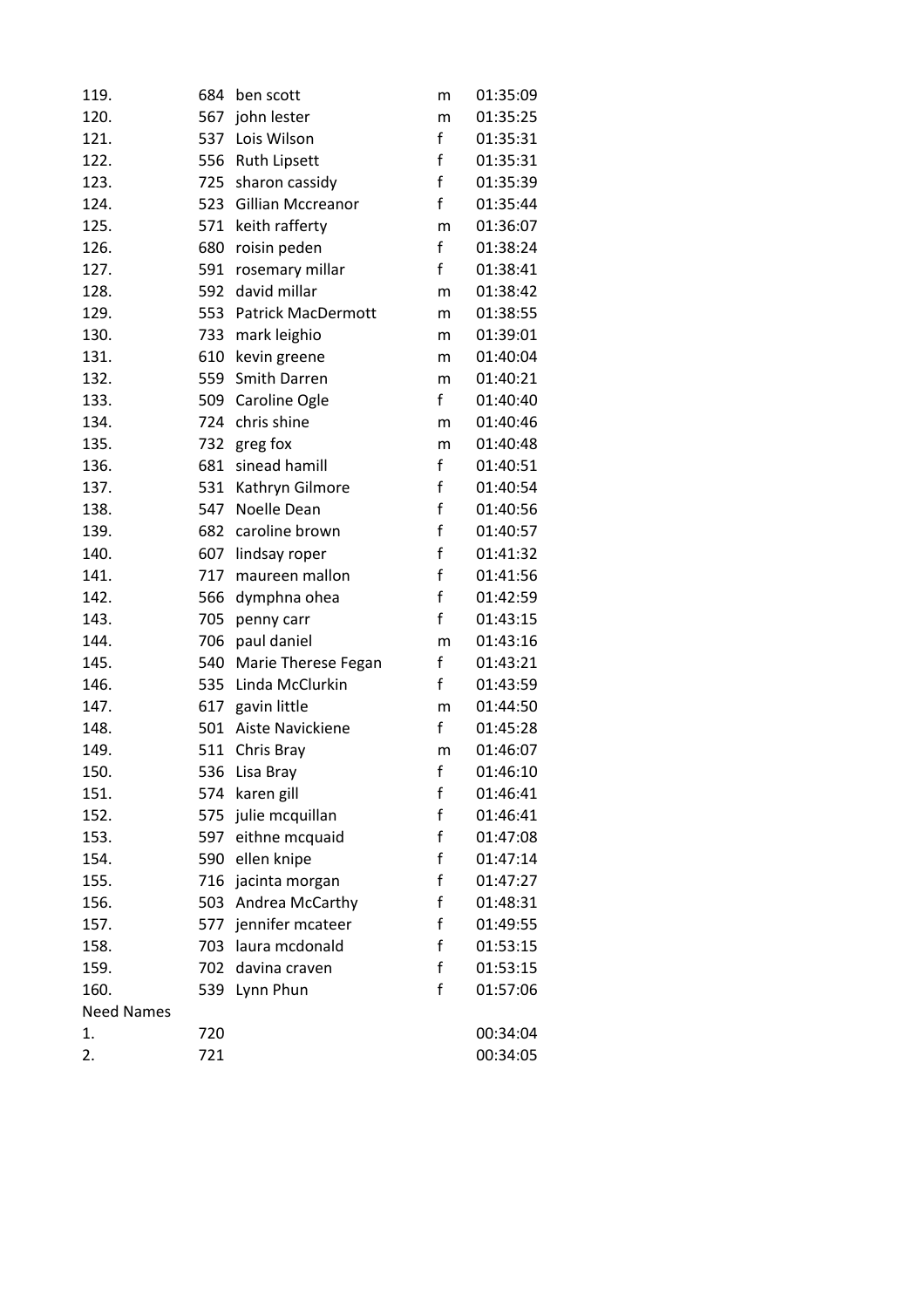| | | | | |
|---|---|---|---|---|
| 119. | 684 | ben scott | m | 01:35:09 |
| 120. | 567 | john lester | m | 01:35:25 |
| 121. | 537 | Lois Wilson | f | 01:35:31 |
| 122. | 556 | Ruth Lipsett | f | 01:35:31 |
| 123. | 725 | sharon cassidy | f | 01:35:39 |
| 124. | 523 | Gillian Mccreanor | f | 01:35:44 |
| 125. | 571 | keith rafferty | m | 01:36:07 |
| 126. | 680 | roisin peden | f | 01:38:24 |
| 127. | 591 | rosemary millar | f | 01:38:41 |
| 128. | 592 | david millar | m | 01:38:42 |
| 129. | 553 | Patrick MacDermott | m | 01:38:55 |
| 130. | 733 | mark leighio | m | 01:39:01 |
| 131. | 610 | kevin greene | m | 01:40:04 |
| 132. | 559 | Smith Darren | m | 01:40:21 |
| 133. | 509 | Caroline Ogle | f | 01:40:40 |
| 134. | 724 | chris shine | m | 01:40:46 |
| 135. | 732 | greg fox | m | 01:40:48 |
| 136. | 681 | sinead hamill | f | 01:40:51 |
| 137. | 531 | Kathryn Gilmore | f | 01:40:54 |
| 138. | 547 | Noelle Dean | f | 01:40:56 |
| 139. | 682 | caroline brown | f | 01:40:57 |
| 140. | 607 | lindsay roper | f | 01:41:32 |
| 141. | 717 | maureen mallon | f | 01:41:56 |
| 142. | 566 | dymphna ohea | f | 01:42:59 |
| 143. | 705 | penny carr | f | 01:43:15 |
| 144. | 706 | paul daniel | m | 01:43:16 |
| 145. | 540 | Marie Therese Fegan | f | 01:43:21 |
| 146. | 535 | Linda McClurkin | f | 01:43:59 |
| 147. | 617 | gavin little | m | 01:44:50 |
| 148. | 501 | Aiste Navickiene | f | 01:45:28 |
| 149. | 511 | Chris Bray | m | 01:46:07 |
| 150. | 536 | Lisa Bray | f | 01:46:10 |
| 151. | 574 | karen gill | f | 01:46:41 |
| 152. | 575 | julie mcquillan | f | 01:46:41 |
| 153. | 597 | eithne mcquaid | f | 01:47:08 |
| 154. | 590 | ellen knipe | f | 01:47:14 |
| 155. | 716 | jacinta morgan | f | 01:47:27 |
| 156. | 503 | Andrea McCarthy | f | 01:48:31 |
| 157. | 577 | jennifer mcateer | f | 01:49:55 |
| 158. | 703 | laura mcdonald | f | 01:53:15 |
| 159. | 702 | davina craven | f | 01:53:15 |
| 160. | 539 | Lynn Phun | f | 01:57:06 |
| Need Names | | | | |
| 1. | 720 | | | 00:34:04 |
| 2. | 721 | | | 00:34:05 |